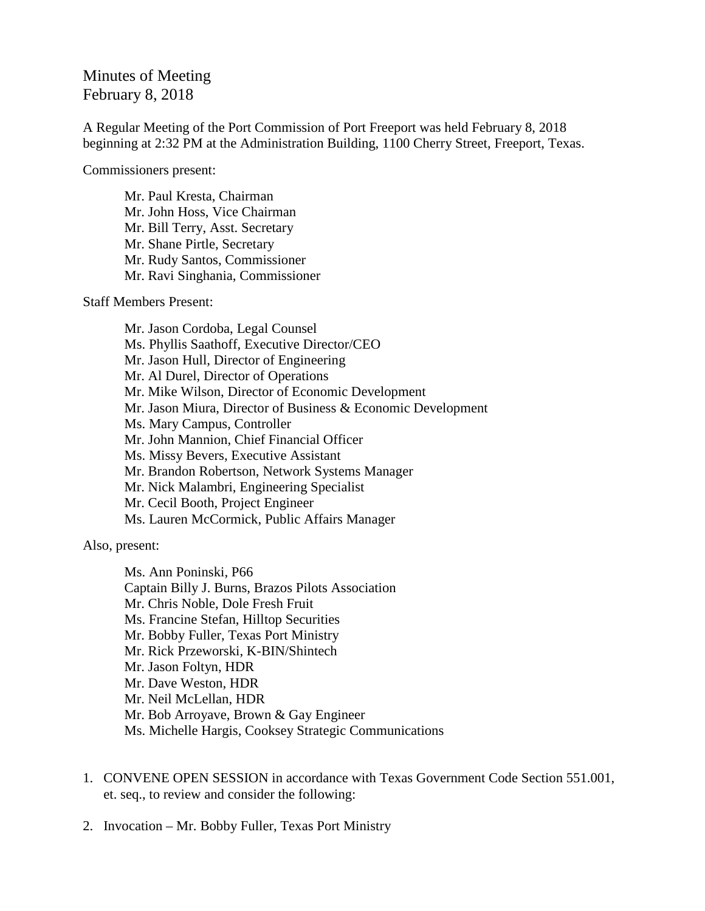# Minutes of Meeting
February 8, 2018

A Regular Meeting of the Port Commission of Port Freeport was held February 8, 2018 beginning at 2:32 PM at the Administration Building, 1100 Cherry Street, Freeport, Texas.

Commissioners present:

Mr. Paul Kresta, Chairman
Mr. John Hoss, Vice Chairman
Mr. Bill Terry, Asst. Secretary
Mr. Shane Pirtle, Secretary
Mr. Rudy Santos, Commissioner
Mr. Ravi Singhania, Commissioner

Staff Members Present:

Mr. Jason Cordoba, Legal Counsel
Ms. Phyllis Saathoff, Executive Director/CEO
Mr. Jason Hull, Director of Engineering
Mr. Al Durel, Director of Operations
Mr. Mike Wilson, Director of Economic Development
Mr. Jason Miura, Director of Business & Economic Development
Ms. Mary Campus, Controller
Mr. John Mannion, Chief Financial Officer
Ms. Missy Bevers, Executive Assistant
Mr. Brandon Robertson, Network Systems Manager
Mr. Nick Malambri, Engineering Specialist
Mr. Cecil Booth, Project Engineer
Ms. Lauren McCormick, Public Affairs Manager

Also, present:

Ms. Ann Poninski, P66
Captain Billy J. Burns, Brazos Pilots Association
Mr. Chris Noble, Dole Fresh Fruit
Ms. Francine Stefan, Hilltop Securities
Mr. Bobby Fuller, Texas Port Ministry
Mr. Rick Przeworski, K-BIN/Shintech
Mr. Jason Foltyn, HDR
Mr. Dave Weston, HDR
Mr. Neil McLellan, HDR
Mr. Bob Arroyave, Brown & Gay Engineer
Ms. Michelle Hargis, Cooksey Strategic Communications

1. CONVENE OPEN SESSION in accordance with Texas Government Code Section 551.001, et. seq., to review and consider the following:
2. Invocation – Mr. Bobby Fuller, Texas Port Ministry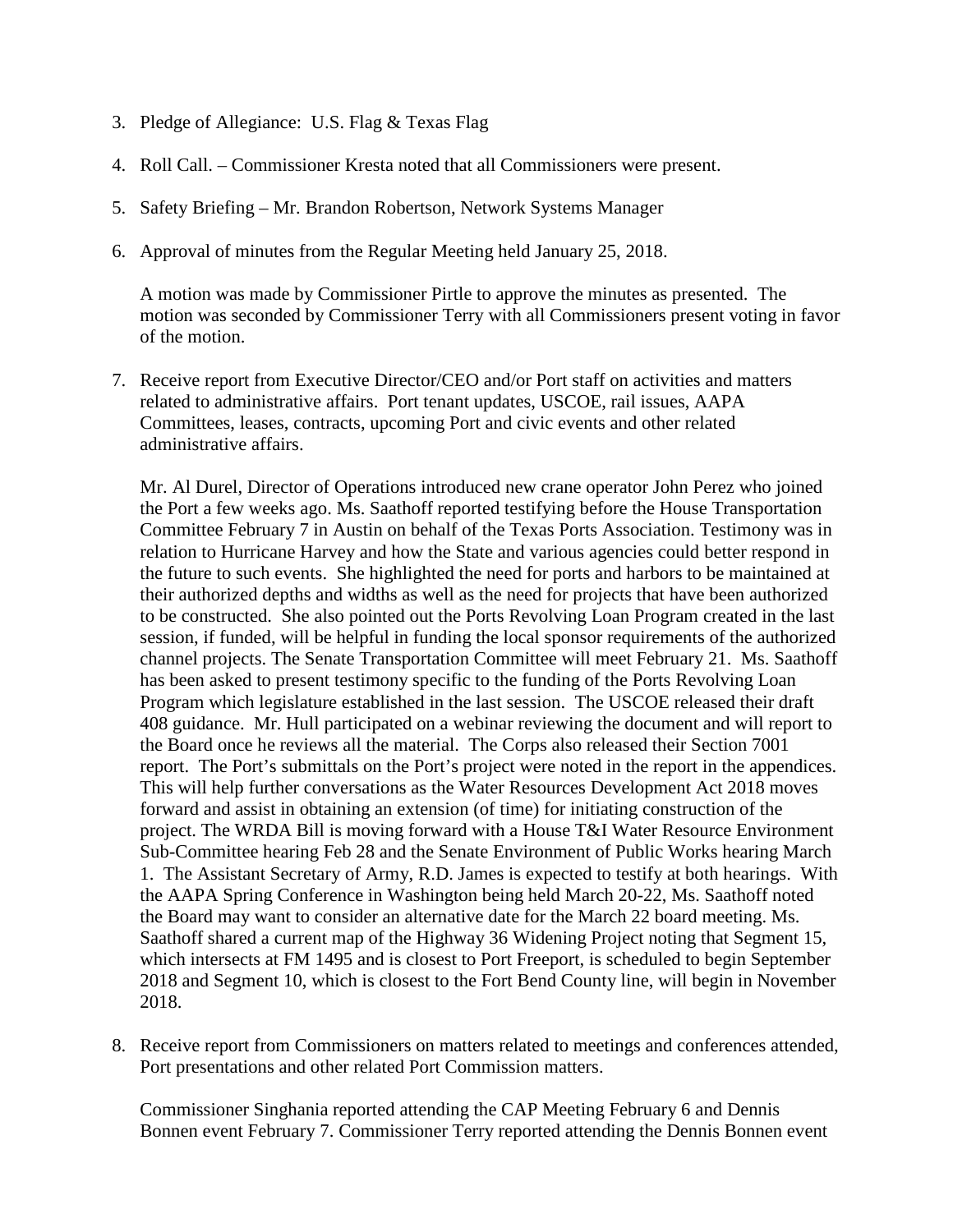3. Pledge of Allegiance: U.S. Flag & Texas Flag

4. Roll Call. – Commissioner Kresta noted that all Commissioners were present.

5. Safety Briefing – Mr. Brandon Robertson, Network Systems Manager

6. Approval of minutes from the Regular Meeting held January 25, 2018.

   A motion was made by Commissioner Pirtle to approve the minutes as presented. The motion was seconded by Commissioner Terry with all Commissioners present voting in favor of the motion.

7. Receive report from Executive Director/CEO and/or Port staff on activities and matters related to administrative affairs. Port tenant updates, USCOE, rail issues, AAPA Committees, leases, contracts, upcoming Port and civic events and other related administrative affairs.

   Mr. Al Durel, Director of Operations introduced new crane operator John Perez who joined the Port a few weeks ago. Ms. Saathoff reported testifying before the House Transportation Committee February 7 in Austin on behalf of the Texas Ports Association. Testimony was in relation to Hurricane Harvey and how the State and various agencies could better respond in the future to such events. She highlighted the need for ports and harbors to be maintained at their authorized depths and widths as well as the need for projects that have been authorized to be constructed. She also pointed out the Ports Revolving Loan Program created in the last session, if funded, will be helpful in funding the local sponsor requirements of the authorized channel projects. The Senate Transportation Committee will meet February 21. Ms. Saathoff has been asked to present testimony specific to the funding of the Ports Revolving Loan Program which legislature established in the last session. The USCOE released their draft 408 guidance. Mr. Hull participated on a webinar reviewing the document and will report to the Board once he reviews all the material. The Corps also released their Section 7001 report. The Port's submittals on the Port's project were noted in the report in the appendices. This will help further conversations as the Water Resources Development Act 2018 moves forward and assist in obtaining an extension (of time) for initiating construction of the project. The WRDA Bill is moving forward with a House T&I Water Resource Environment Sub-Committee hearing Feb 28 and the Senate Environment of Public Works hearing March 1. The Assistant Secretary of Army, R.D. James is expected to testify at both hearings. With the AAPA Spring Conference in Washington being held March 20-22, Ms. Saathoff noted the Board may want to consider an alternative date for the March 22 board meeting. Ms. Saathoff shared a current map of the Highway 36 Widening Project noting that Segment 15, which intersects at FM 1495 and is closest to Port Freeport, is scheduled to begin September 2018 and Segment 10, which is closest to the Fort Bend County line, will begin in November 2018.

8. Receive report from Commissioners on matters related to meetings and conferences attended, Port presentations and other related Port Commission matters.

   Commissioner Singhania reported attending the CAP Meeting February 6 and Dennis Bonnen event February 7. Commissioner Terry reported attending the Dennis Bonnen event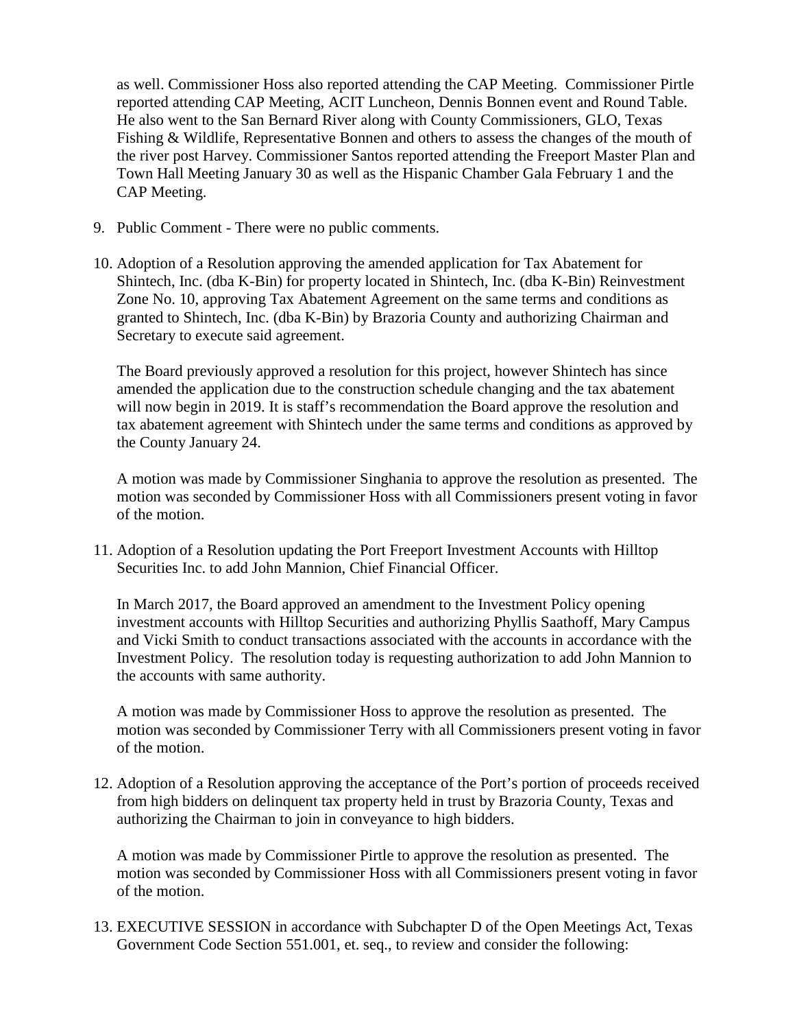as well. Commissioner Hoss also reported attending the CAP Meeting. Commissioner Pirtle reported attending CAP Meeting, ACIT Luncheon, Dennis Bonnen event and Round Table. He also went to the San Bernard River along with County Commissioners, GLO, Texas Fishing & Wildlife, Representative Bonnen and others to assess the changes of the mouth of the river post Harvey. Commissioner Santos reported attending the Freeport Master Plan and Town Hall Meeting January 30 as well as the Hispanic Chamber Gala February 1 and the CAP Meeting.

9. Public Comment - There were no public comments.

10. Adoption of a Resolution approving the amended application for Tax Abatement for Shintech, Inc. (dba K-Bin) for property located in Shintech, Inc. (dba K-Bin) Reinvestment Zone No. 10, approving Tax Abatement Agreement on the same terms and conditions as granted to Shintech, Inc. (dba K-Bin) by Brazoria County and authorizing Chairman and Secretary to execute said agreement.

    The Board previously approved a resolution for this project, however Shintech has since amended the application due to the construction schedule changing and the tax abatement will now begin in 2019. It is staff's recommendation the Board approve the resolution and tax abatement agreement with Shintech under the same terms and conditions as approved by the County January 24.

    A motion was made by Commissioner Singhania to approve the resolution as presented. The motion was seconded by Commissioner Hoss with all Commissioners present voting in favor of the motion.

11. Adoption of a Resolution updating the Port Freeport Investment Accounts with Hilltop Securities Inc. to add John Mannion, Chief Financial Officer.

    In March 2017, the Board approved an amendment to the Investment Policy opening investment accounts with Hilltop Securities and authorizing Phyllis Saathoff, Mary Campus and Vicki Smith to conduct transactions associated with the accounts in accordance with the Investment Policy. The resolution today is requesting authorization to add John Mannion to the accounts with same authority.

    A motion was made by Commissioner Hoss to approve the resolution as presented. The motion was seconded by Commissioner Terry with all Commissioners present voting in favor of the motion.

12. Adoption of a Resolution approving the acceptance of the Port's portion of proceeds received from high bidders on delinquent tax property held in trust by Brazoria County, Texas and authorizing the Chairman to join in conveyance to high bidders.

    A motion was made by Commissioner Pirtle to approve the resolution as presented. The motion was seconded by Commissioner Hoss with all Commissioners present voting in favor of the motion.

13. EXECUTIVE SESSION in accordance with Subchapter D of the Open Meetings Act, Texas Government Code Section 551.001, et. seq., to review and consider the following: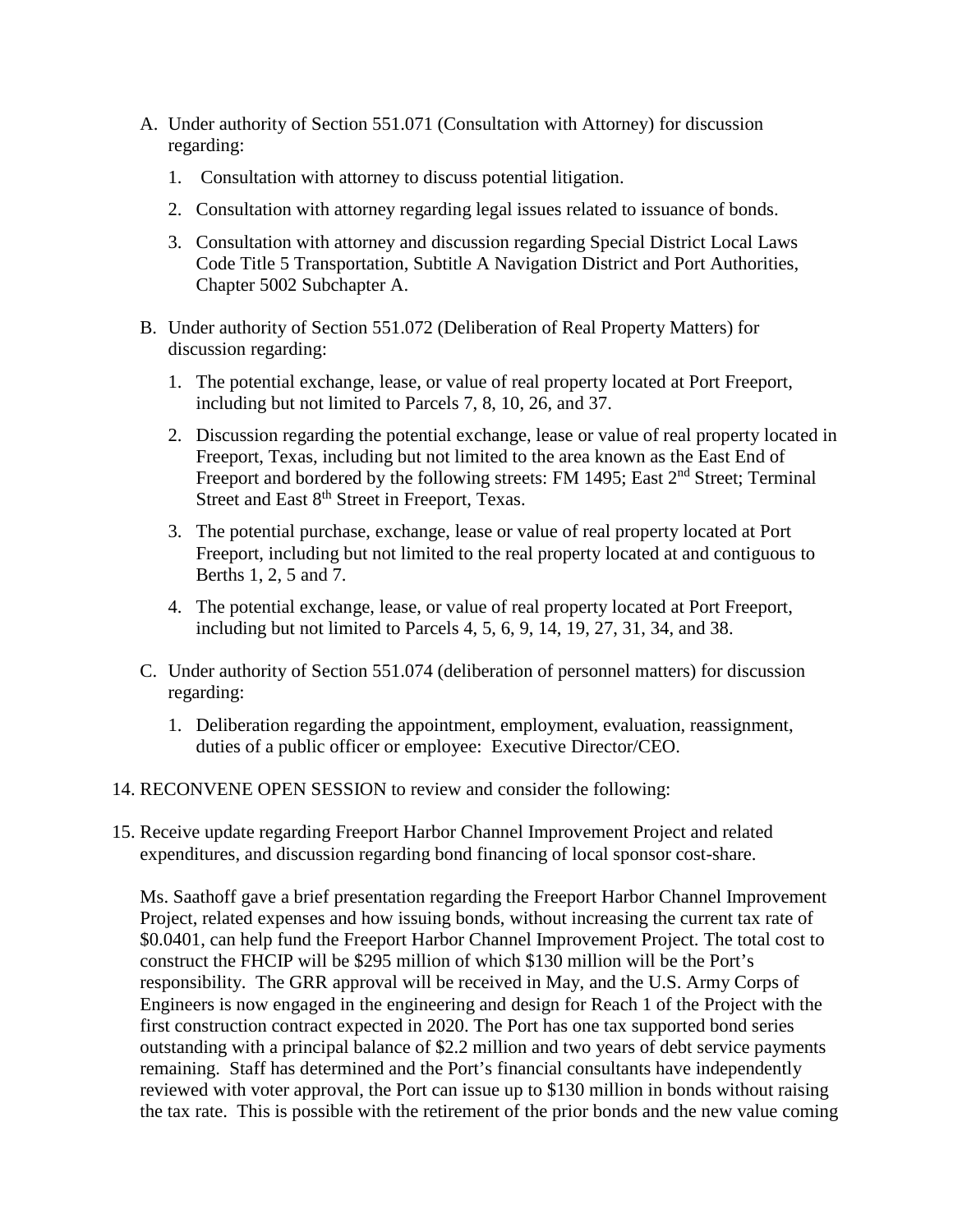A. Under authority of Section 551.071 (Consultation with Attorney) for discussion regarding:

   1. Consultation with attorney to discuss potential litigation.

   2. Consultation with attorney regarding legal issues related to issuance of bonds.

   3. Consultation with attorney and discussion regarding Special District Local Laws Code Title 5 Transportation, Subtitle A Navigation District and Port Authorities, Chapter 5002 Subchapter A.

B. Under authority of Section 551.072 (Deliberation of Real Property Matters) for discussion regarding:

   1. The potential exchange, lease, or value of real property located at Port Freeport, including but not limited to Parcels 7, 8, 10, 26, and 37.

   2. Discussion regarding the potential exchange, lease or value of real property located in Freeport, Texas, including but not limited to the area known as the East End of Freeport and bordered by the following streets: FM 1495; East 2nd Street; Terminal Street and East 8th Street in Freeport, Texas.

   3. The potential purchase, exchange, lease or value of real property located at Port Freeport, including but not limited to the real property located at and contiguous to Berths 1, 2, 5 and 7.

   4. The potential exchange, lease, or value of real property located at Port Freeport, including but not limited to Parcels 4, 5, 6, 9, 14, 19, 27, 31, 34, and 38.

C. Under authority of Section 551.074 (deliberation of personnel matters) for discussion regarding:

   1. Deliberation regarding the appointment, employment, evaluation, reassignment, duties of a public officer or employee: Executive Director/CEO.

14. RECONVENE OPEN SESSION to review and consider the following:

15. Receive update regarding Freeport Harbor Channel Improvement Project and related expenditures, and discussion regarding bond financing of local sponsor cost-share.

    Ms. Saathoff gave a brief presentation regarding the Freeport Harbor Channel Improvement Project, related expenses and how issuing bonds, without increasing the current tax rate of $0.0401, can help fund the Freeport Harbor Channel Improvement Project. The total cost to construct the FHCIP will be $295 million of which $130 million will be the Port's responsibility. The GRR approval will be received in May, and the U.S. Army Corps of Engineers is now engaged in the engineering and design for Reach 1 of the Project with the first construction contract expected in 2020. The Port has one tax supported bond series outstanding with a principal balance of $2.2 million and two years of debt service payments remaining. Staff has determined and the Port's financial consultants have independently reviewed with voter approval, the Port can issue up to $130 million in bonds without raising the tax rate. This is possible with the retirement of the prior bonds and the new value coming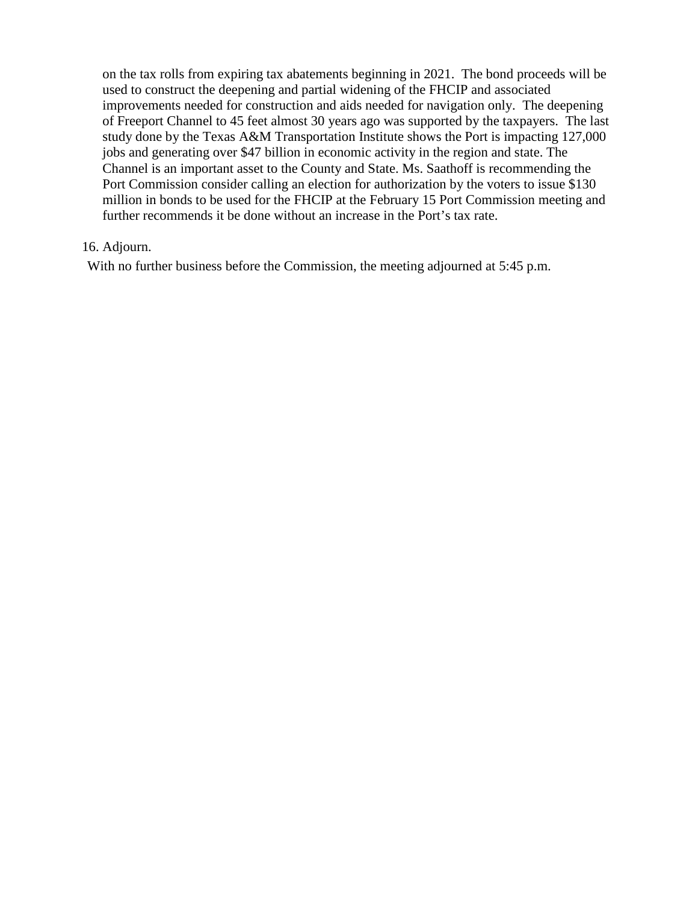on the tax rolls from expiring tax abatements beginning in 2021. The bond proceeds will be used to construct the deepening and partial widening of the FHCIP and associated improvements needed for construction and aids needed for navigation only. The deepening of Freeport Channel to 45 feet almost 30 years ago was supported by the taxpayers. The last study done by the Texas A&M Transportation Institute shows the Port is impacting 127,000 jobs and generating over $47 billion in economic activity in the region and state. The Channel is an important asset to the County and State. Ms. Saathoff is recommending the Port Commission consider calling an election for authorization by the voters to issue $130 million in bonds to be used for the FHCIP at the February 15 Port Commission meeting and further recommends it be done without an increase in the Port's tax rate.

16. Adjourn.

With no further business before the Commission, the meeting adjourned at 5:45 p.m.